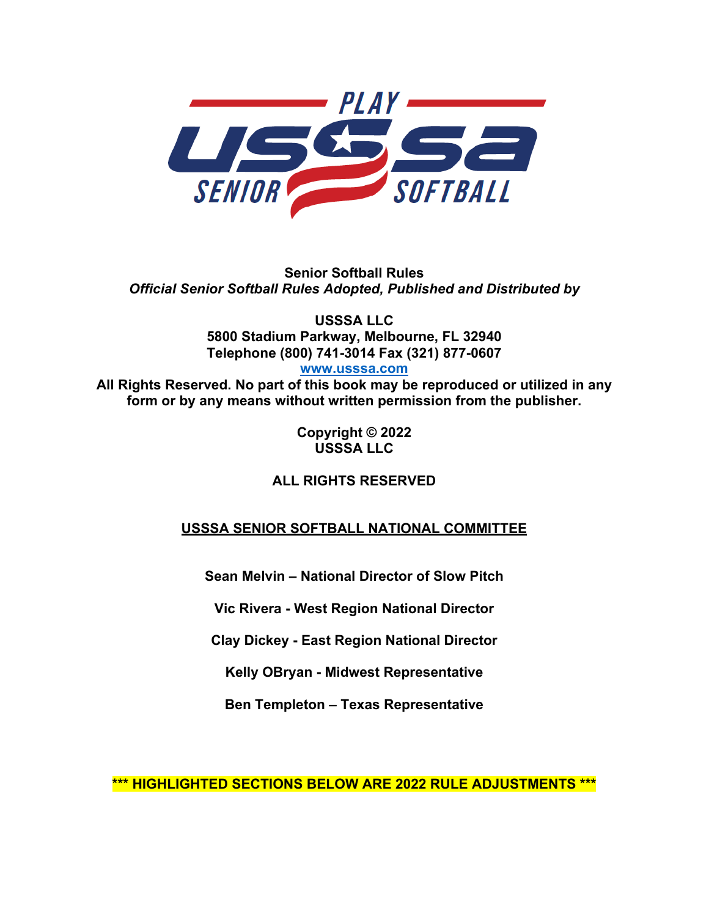PLAY USSSA SENIOR SOFTBALL

**Senior Softball Rules**

***Official Senior Softball Rules Adopted, Published and Distributed by***

**USSSA LLC**
**5800 Stadium Parkway, Melbourne, FL 32940**
**Telephone (800) 741-3014 Fax (321) 877-0607**
**[www.usssa.com](http://www.usssa.com)**

**All Rights Reserved. No part of this book may be reproduced or utilized in any form or by any means without written permission from the publisher.**

**Copyright © 2022**
**USSSA LLC**

**ALL RIGHTS RESERVED**

## USSSA SENIOR SOFTBALL NATIONAL COMMITTEE

**Sean Melvin – National Director of Slow Pitch**

**Vic Rivera - West Region National Director**

**Clay Dickey - East Region National Director**

**Kelly OBryan - Midwest Representative**

**Ben Templeton – Texas Representative**

**\*\*\* HIGHLIGHTED SECTIONS BELOW ARE 2022 RULE ADJUSTMENTS \*\*\***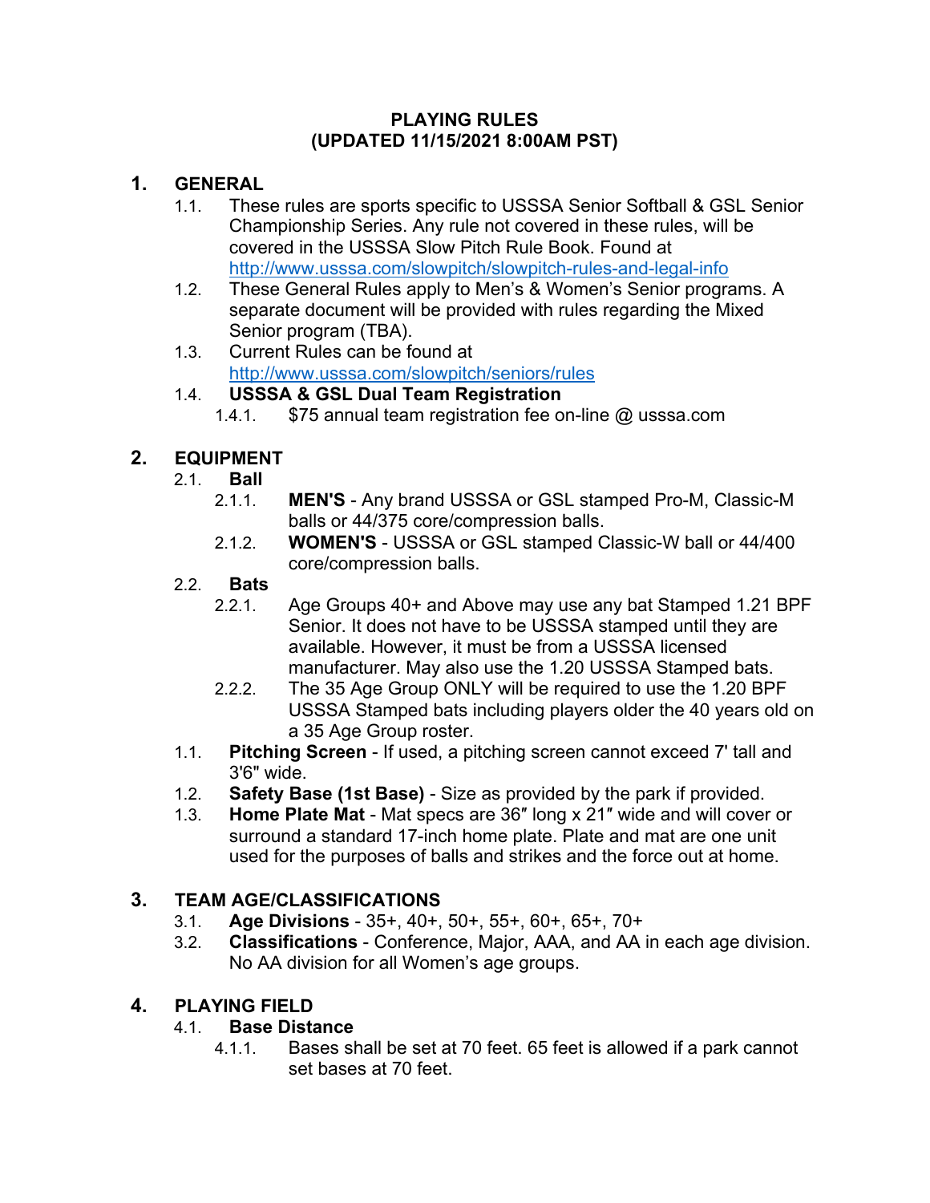**PLAYING RULES**
**(UPDATED 11/15/2021 8:00AM PST)**

## 1. GENERAL

1.1. These rules are sports specific to USSSA Senior Softball & GSL Senior Championship Series. Any rule not covered in these rules, will be covered in the USSSA Slow Pitch Rule Book. Found at http://www.usssa.com/slowpitch/slowpitch-rules-and-legal-info

1.2. These General Rules apply to Men's & Women's Senior programs. A separate document will be provided with rules regarding the Mixed Senior program (TBA).

1.3. Current Rules can be found at http://www.usssa.com/slowpitch/seniors/rules

1.4. **USSSA & GSL Dual Team Registration**

1.4.1. $75 annual team registration fee on-line @ usssa.com

## 2. EQUIPMENT

2.1. **Ball**

2.1.1. **MEN'S** - Any brand USSSA or GSL stamped Pro-M, Classic-M balls or 44/375 core/compression balls.

2.1.2. **WOMEN'S** - USSSA or GSL stamped Classic-W ball or 44/400 core/compression balls.

2.2. **Bats**

2.2.1. Age Groups 40+ and Above may use any bat Stamped 1.21 BPF Senior. It does not have to be USSSA stamped until they are available. However, it must be from a USSSA licensed manufacturer. May also use the 1.20 USSSA Stamped bats.

2.2.2. The 35 Age Group ONLY will be required to use the 1.20 BPF USSSA Stamped bats including players older the 40 years old on a 35 Age Group roster.

1.1. **Pitching Screen** - If used, a pitching screen cannot exceed 7' tall and 3'6" wide.

1.2. **Safety Base (1st Base)** - Size as provided by the park if provided.

1.3. **Home Plate Mat** - Mat specs are 36″ long x 21″ wide and will cover or surround a standard 17-inch home plate. Plate and mat are one unit used for the purposes of balls and strikes and the force out at home.

## 3. TEAM AGE/CLASSIFICATIONS

3.1. **Age Divisions** - 35+, 40+, 50+, 55+, 60+, 65+, 70+

3.2. **Classifications** - Conference, Major, AAA, and AA in each age division. No AA division for all Women's age groups.

## 4. PLAYING FIELD

4.1. **Base Distance**

4.1.1. Bases shall be set at 70 feet. 65 feet is allowed if a park cannot set bases at 70 feet.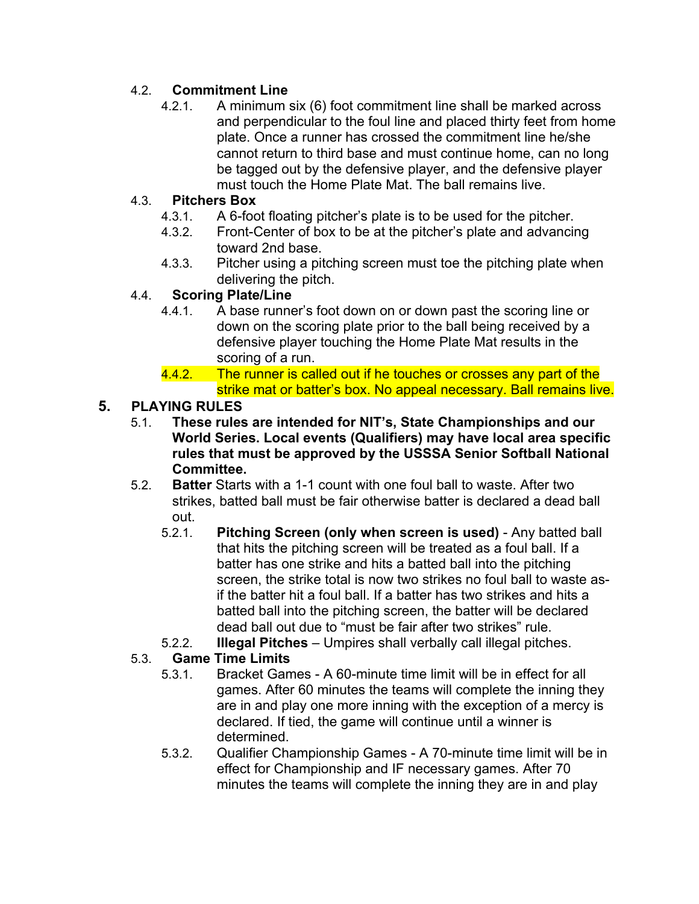- 4.2. **Commitment Line**
  - 4.2.1. A minimum six (6) foot commitment line shall be marked across and perpendicular to the foul line and placed thirty feet from home plate. Once a runner has crossed the commitment line he/she cannot return to third base and must continue home, can no long be tagged out by the defensive player, and the defensive player must touch the Home Plate Mat. The ball remains live.
- 4.3. **Pitchers Box**
  - 4.3.1. A 6-foot floating pitcher's plate is to be used for the pitcher.
  - 4.3.2. Front-Center of box to be at the pitcher's plate and advancing toward 2nd base.
  - 4.3.3. Pitcher using a pitching screen must toe the pitching plate when delivering the pitch.
- 4.4. **Scoring Plate/Line**
  - 4.4.1. A base runner's foot down on or down past the scoring line or down on the scoring plate prior to the ball being received by a defensive player touching the Home Plate Mat results in the scoring of a run.
  - 4.4.2. The runner is called out if he touches or crosses any part of the strike mat or batter's box. No appeal necessary. Ball remains live.

## 5. PLAYING RULES

- 5.1. **These rules are intended for NIT's, State Championships and our World Series. Local events (Qualifiers) may have local area specific rules that must be approved by the USSSA Senior Softball National Committee.**
- 5.2. **Batter** Starts with a 1-1 count with one foul ball to waste. After two strikes, batted ball must be fair otherwise batter is declared a dead ball out.
  - 5.2.1. **Pitching Screen (only when screen is used)** - Any batted ball that hits the pitching screen will be treated as a foul ball. If a batter has one strike and hits a batted ball into the pitching screen, the strike total is now two strikes no foul ball to waste as-if the batter hit a foul ball. If a batter has two strikes and hits a batted ball into the pitching screen, the batter will be declared dead ball out due to "must be fair after two strikes" rule.
  - 5.2.2. **Illegal Pitches** – Umpires shall verbally call illegal pitches.
- 5.3. **Game Time Limits**
  - 5.3.1. Bracket Games - A 60-minute time limit will be in effect for all games. After 60 minutes the teams will complete the inning they are in and play one more inning with the exception of a mercy is declared. If tied, the game will continue until a winner is determined.
  - 5.3.2. Qualifier Championship Games - A 70-minute time limit will be in effect for Championship and IF necessary games. After 70 minutes the teams will complete the inning they are in and play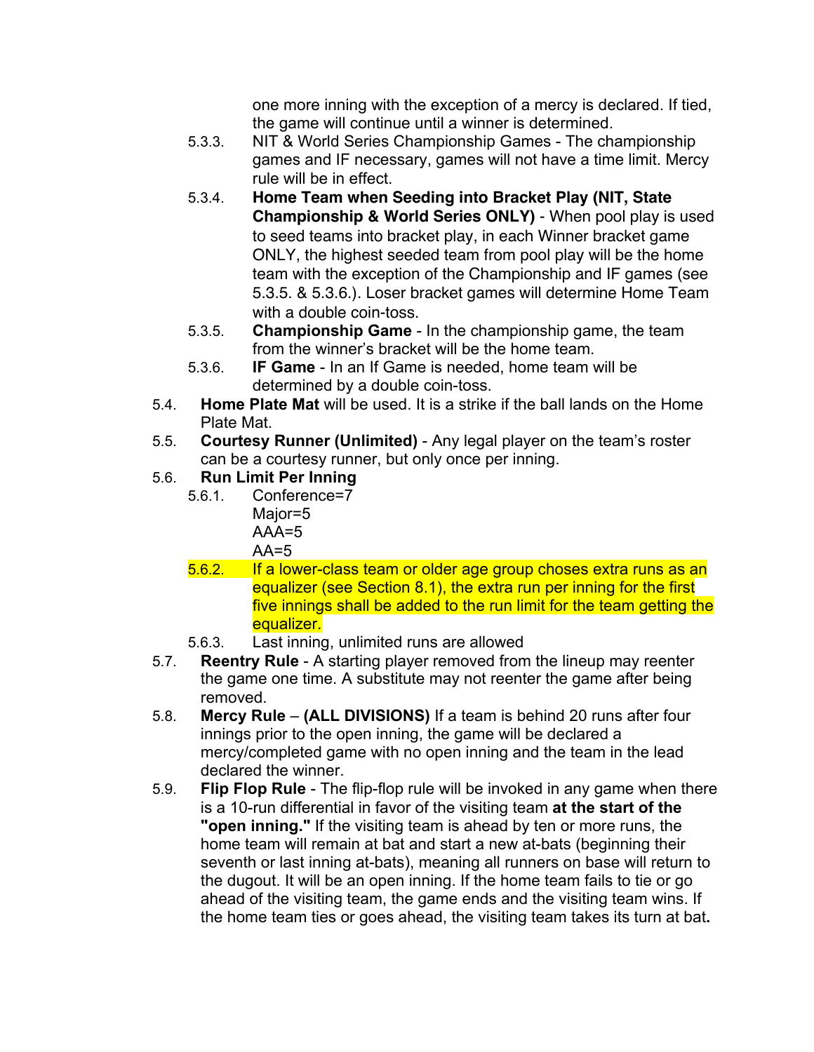one more inning with the exception of a mercy is declared. If tied, the game will continue until a winner is determined.

- 5.3.3. NIT & World Series Championship Games - The championship games and IF necessary, games will not have a time limit. Mercy rule will be in effect.
- 5.3.4. **Home Team when Seeding into Bracket Play (NIT, State Championship & World Series ONLY)** - When pool play is used to seed teams into bracket play, in each Winner bracket game ONLY, the highest seeded team from pool play will be the home team with the exception of the Championship and IF games (see 5.3.5. & 5.3.6.). Loser bracket games will determine Home Team with a double coin-toss.
- 5.3.5. **Championship Game** - In the championship game, the team from the winner's bracket will be the home team.
- 5.3.6. **IF Game** - In an If Game is needed, home team will be determined by a double coin-toss.

5.4. **Home Plate Mat** will be used. It is a strike if the ball lands on the Home Plate Mat.

5.5. **Courtesy Runner (Unlimited)** - Any legal player on the team's roster can be a courtesy runner, but only once per inning.

5.6. **Run Limit Per Inning**

- 5.6.1. Conference=7
  Major=5
  AAA=5
  AA=5
- 5.6.2. If a lower-class team or older age group choses extra runs as an equalizer (see Section 8.1), the extra run per inning for the first five innings shall be added to the run limit for the team getting the equalizer.
- 5.6.3. Last inning, unlimited runs are allowed

5.7. **Reentry Rule** - A starting player removed from the lineup may reenter the game one time. A substitute may not reenter the game after being removed.

5.8. **Mercy Rule** – **(ALL DIVISIONS)** If a team is behind 20 runs after four innings prior to the open inning, the game will be declared a mercy/completed game with no open inning and the team in the lead declared the winner.

5.9. **Flip Flop Rule** - The flip-flop rule will be invoked in any game when there is a 10-run differential in favor of the visiting team **at the start of the "open inning."** If the visiting team is ahead by ten or more runs, the home team will remain at bat and start a new at-bats (beginning their seventh or last inning at-bats), meaning all runners on base will return to the dugout. It will be an open inning. If the home team fails to tie or go ahead of the visiting team, the game ends and the visiting team wins. If the home team ties or goes ahead, the visiting team takes its turn at bat.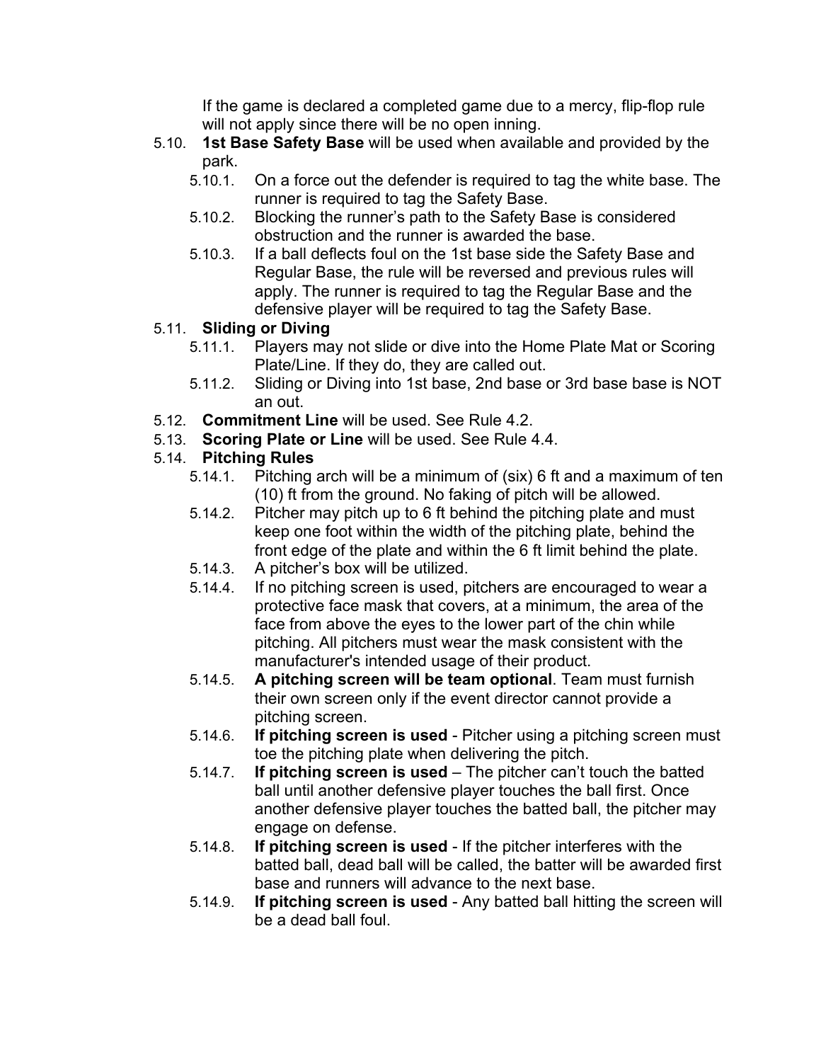If the game is declared a completed game due to a mercy, flip-flop rule will not apply since there will be no open inning.

- 5.10. **1st Base Safety Base** will be used when available and provided by the park.
  - 5.10.1. On a force out the defender is required to tag the white base. The runner is required to tag the Safety Base.
  - 5.10.2. Blocking the runner's path to the Safety Base is considered obstruction and the runner is awarded the base.
  - 5.10.3. If a ball deflects foul on the 1st base side the Safety Base and Regular Base, the rule will be reversed and previous rules will apply. The runner is required to tag the Regular Base and the defensive player will be required to tag the Safety Base.
- 5.11. **Sliding or Diving**
  - 5.11.1. Players may not slide or dive into the Home Plate Mat or Scoring Plate/Line. If they do, they are called out.
  - 5.11.2. Sliding or Diving into 1st base, 2nd base or 3rd base base is NOT an out.
- 5.12. **Commitment Line** will be used. See Rule 4.2.
- 5.13. **Scoring Plate or Line** will be used. See Rule 4.4.
- 5.14. **Pitching Rules**
  - 5.14.1. Pitching arch will be a minimum of (six) 6 ft and a maximum of ten (10) ft from the ground. No faking of pitch will be allowed.
  - 5.14.2. Pitcher may pitch up to 6 ft behind the pitching plate and must keep one foot within the width of the pitching plate, behind the front edge of the plate and within the 6 ft limit behind the plate.
  - 5.14.3. A pitcher's box will be utilized.
  - 5.14.4. If no pitching screen is used, pitchers are encouraged to wear a protective face mask that covers, at a minimum, the area of the face from above the eyes to the lower part of the chin while pitching. All pitchers must wear the mask consistent with the manufacturer's intended usage of their product.
  - 5.14.5. **A pitching screen will be team optional**. Team must furnish their own screen only if the event director cannot provide a pitching screen.
  - 5.14.6. **If pitching screen is used** - Pitcher using a pitching screen must toe the pitching plate when delivering the pitch.
  - 5.14.7. **If pitching screen is used** – The pitcher can't touch the batted ball until another defensive player touches the ball first. Once another defensive player touches the batted ball, the pitcher may engage on defense.
  - 5.14.8. **If pitching screen is used** - If the pitcher interferes with the batted ball, dead ball will be called, the batter will be awarded first base and runners will advance to the next base.
  - 5.14.9. **If pitching screen is used** - Any batted ball hitting the screen will be a dead ball foul.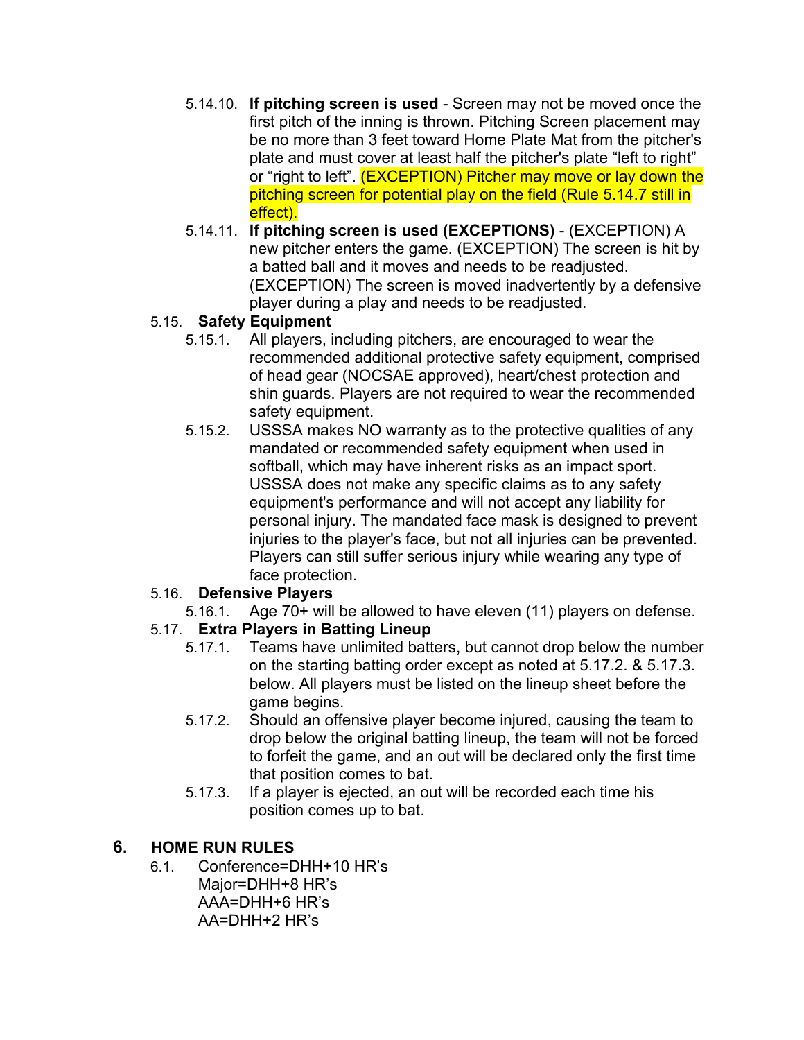- 5.14.10. **If pitching screen is used** - Screen may not be moved once the first pitch of the inning is thrown. Pitching Screen placement may be no more than 3 feet toward Home Plate Mat from the pitcher's plate and must cover at least half the pitcher's plate “left to right” or “right to left”. (EXCEPTION) Pitcher may move or lay down the pitching screen for potential play on the field (Rule 5.14.7 still in effect).
- 5.14.11. **If pitching screen is used (EXCEPTIONS)** - (EXCEPTION) A new pitcher enters the game. (EXCEPTION) The screen is hit by a batted ball and it moves and needs to be readjusted. (EXCEPTION) The screen is moved inadvertently by a defensive player during a play and needs to be readjusted.

5.15. **Safety Equipment**

- 5.15.1. All players, including pitchers, are encouraged to wear the recommended additional protective safety equipment, comprised of head gear (NOCSAE approved), heart/chest protection and shin guards. Players are not required to wear the recommended safety equipment.
- 5.15.2. USSSA makes NO warranty as to the protective qualities of any mandated or recommended safety equipment when used in softball, which may have inherent risks as an impact sport. USSSA does not make any specific claims as to any safety equipment's performance and will not accept any liability for personal injury. The mandated face mask is designed to prevent injuries to the player's face, but not all injuries can be prevented. Players can still suffer serious injury while wearing any type of face protection.

5.16. **Defensive Players**

- 5.16.1. Age 70+ will be allowed to have eleven (11) players on defense.

5.17. **Extra Players in Batting Lineup**

- 5.17.1. Teams have unlimited batters, but cannot drop below the number on the starting batting order except as noted at 5.17.2. & 5.17.3. below. All players must be listed on the lineup sheet before the game begins.
- 5.17.2. Should an offensive player become injured, causing the team to drop below the original batting lineup, the team will not be forced to forfeit the game, and an out will be declared only the first time that position comes to bat.
- 5.17.3. If a player is ejected, an out will be recorded each time his position comes up to bat.

## 6. HOME RUN RULES

6.1. Conference=DHH+10 HR’s
Major=DHH+8 HR’s
AAA=DHH+6 HR’s
AA=DHH+2 HR’s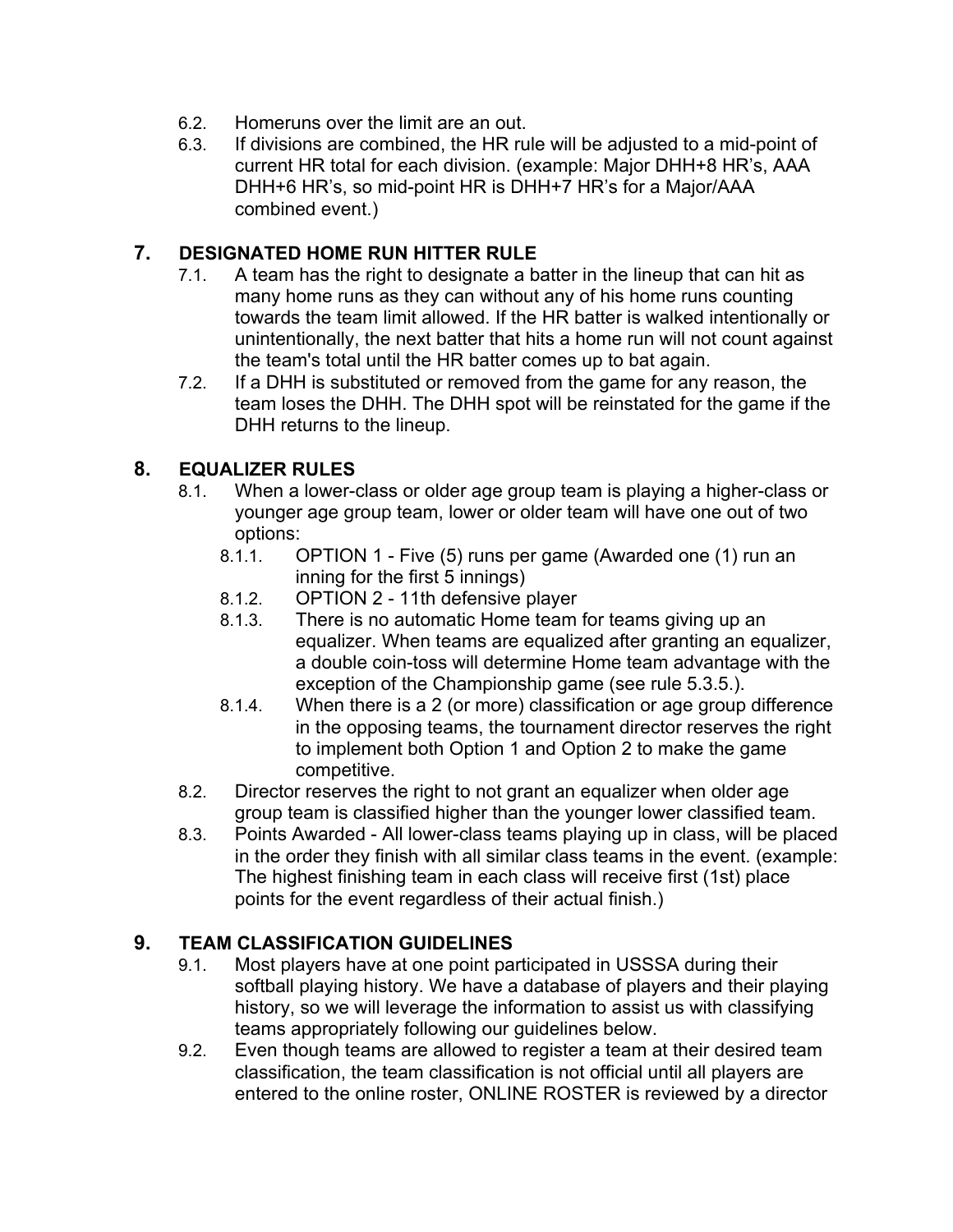6.2. Homeruns over the limit are an out.

6.3. If divisions are combined, the HR rule will be adjusted to a mid-point of current HR total for each division. (example: Major DHH+8 HR's, AAA DHH+6 HR's, so mid-point HR is DHH+7 HR's for a Major/AAA combined event.)

## 7. DESIGNATED HOME RUN HITTER RULE

7.1. A team has the right to designate a batter in the lineup that can hit as many home runs as they can without any of his home runs counting towards the team limit allowed. If the HR batter is walked intentionally or unintentionally, the next batter that hits a home run will not count against the team's total until the HR batter comes up to bat again.

7.2. If a DHH is substituted or removed from the game for any reason, the team loses the DHH. The DHH spot will be reinstated for the game if the DHH returns to the lineup.

## 8. EQUALIZER RULES

8.1. When a lower-class or older age group team is playing a higher-class or younger age group team, lower or older team will have one out of two options:

- 8.1.1. OPTION 1 - Five (5) runs per game (Awarded one (1) run an inning for the first 5 innings)
- 8.1.2. OPTION 2 - 11th defensive player
- 8.1.3. There is no automatic Home team for teams giving up an equalizer. When teams are equalized after granting an equalizer, a double coin-toss will determine Home team advantage with the exception of the Championship game (see rule 5.3.5.).
- 8.1.4. When there is a 2 (or more) classification or age group difference in the opposing teams, the tournament director reserves the right to implement both Option 1 and Option 2 to make the game competitive.

8.2. Director reserves the right to not grant an equalizer when older age group team is classified higher than the younger lower classified team.

8.3. Points Awarded - All lower-class teams playing up in class, will be placed in the order they finish with all similar class teams in the event. (example: The highest finishing team in each class will receive first (1st) place points for the event regardless of their actual finish.)

## 9. TEAM CLASSIFICATION GUIDELINES

9.1. Most players have at one point participated in USSSA during their softball playing history. We have a database of players and their playing history, so we will leverage the information to assist us with classifying teams appropriately following our guidelines below.

9.2. Even though teams are allowed to register a team at their desired team classification, the team classification is not official until all players are entered to the online roster, ONLINE ROSTER is reviewed by a director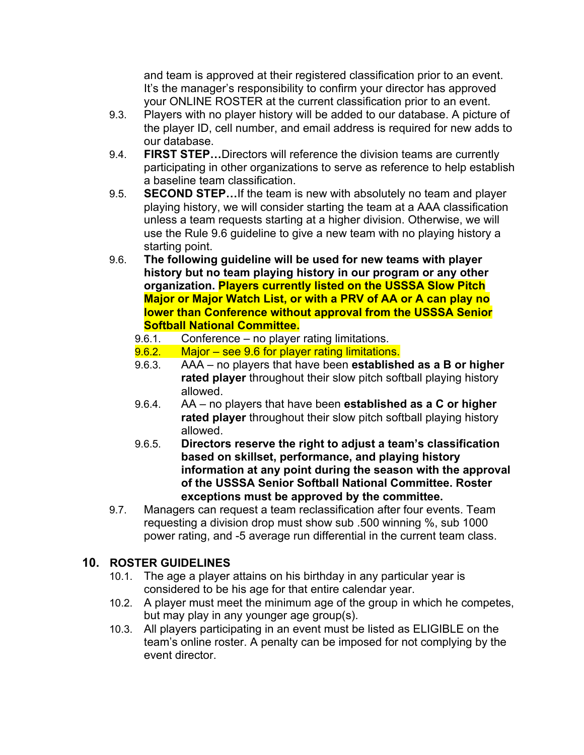and team is approved at their registered classification prior to an event. It's the manager's responsibility to confirm your director has approved your ONLINE ROSTER at the current classification prior to an event.

9.3. Players with no player history will be added to our database. A picture of the player ID, cell number, and email address is required for new adds to our database.

9.4. **FIRST STEP…**Directors will reference the division teams are currently participating in other organizations to serve as reference to help establish a baseline team classification.

9.5. **SECOND STEP…**If the team is new with absolutely no team and player playing history, we will consider starting the team at a AAA classification unless a team requests starting at a higher division. Otherwise, we will use the Rule 9.6 guideline to give a new team with no playing history a starting point.

9.6. **The following guideline will be used for new teams with player history but no team playing history in our program or any other organization. Players currently listed on the USSSA Slow Pitch Major or Major Watch List, or with a PRV of AA or A can play no lower than Conference without approval from the USSSA Senior Softball National Committee.**

- 9.6.1. Conference – no player rating limitations.
- 9.6.2. Major – see 9.6 for player rating limitations.
- 9.6.3. AAA – no players that have been **established as a B or higher rated player** throughout their slow pitch softball playing history allowed.
- 9.6.4. AA – no players that have been **established as a C or higher rated player** throughout their slow pitch softball playing history allowed.
- 9.6.5. **Directors reserve the right to adjust a team's classification based on skillset, performance, and playing history information at any point during the season with the approval of the USSSA Senior Softball National Committee. Roster exceptions must be approved by the committee.**

9.7. Managers can request a team reclassification after four events. Team requesting a division drop must show sub .500 winning %, sub 1000 power rating, and -5 average run differential in the current team class.

## 10. ROSTER GUIDELINES

10.1. The age a player attains on his birthday in any particular year is considered to be his age for that entire calendar year.

10.2. A player must meet the minimum age of the group in which he competes, but may play in any younger age group(s).

10.3. All players participating in an event must be listed as ELIGIBLE on the team's online roster. A penalty can be imposed for not complying by the event director.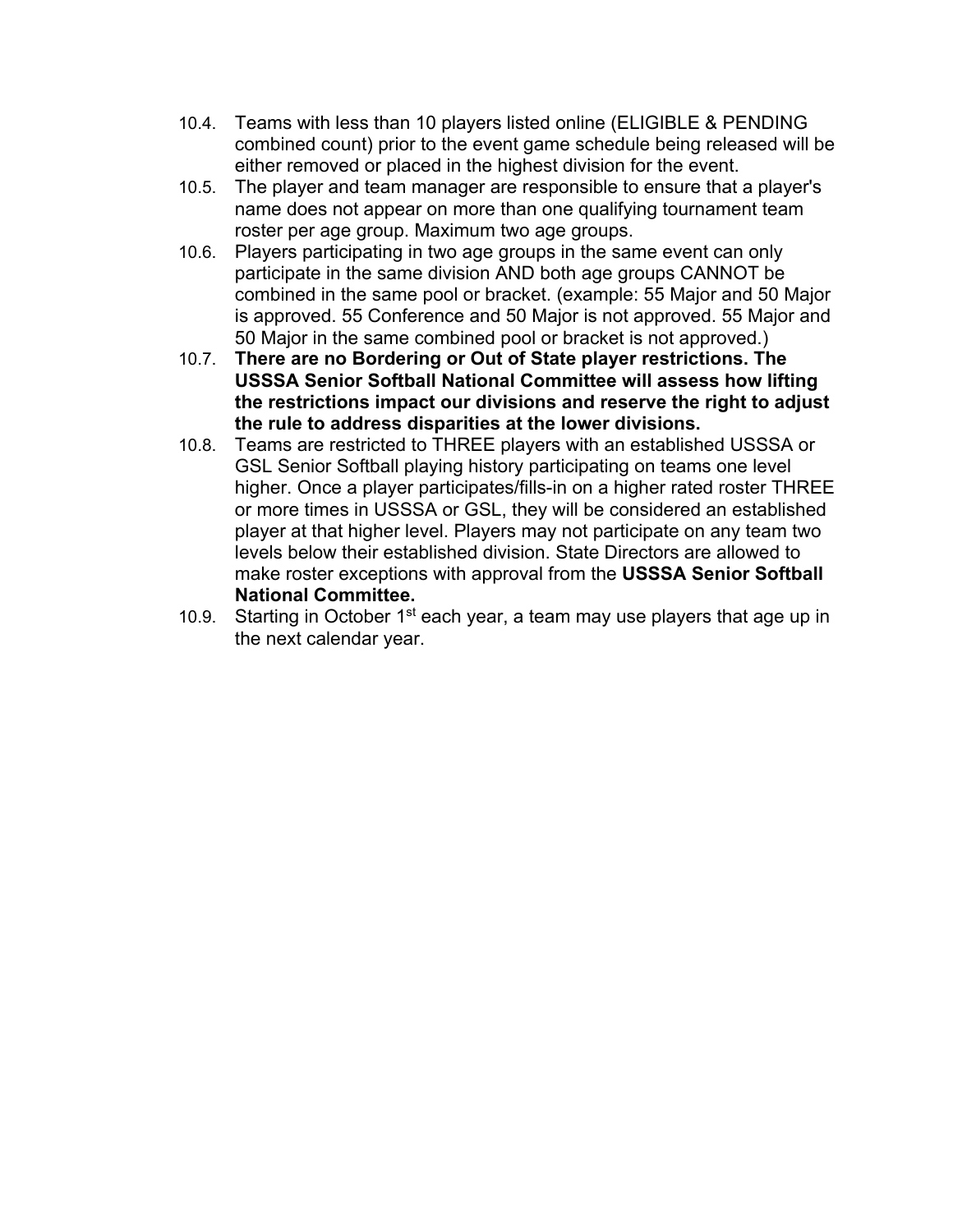10.4. Teams with less than 10 players listed online (ELIGIBLE & PENDING combined count) prior to the event game schedule being released will be either removed or placed in the highest division for the event.

10.5. The player and team manager are responsible to ensure that a player's name does not appear on more than one qualifying tournament team roster per age group. Maximum two age groups.

10.6. Players participating in two age groups in the same event can only participate in the same division AND both age groups CANNOT be combined in the same pool or bracket. (example: 55 Major and 50 Major is approved. 55 Conference and 50 Major is not approved. 55 Major and 50 Major in the same combined pool or bracket is not approved.)

10.7. **There are no Bordering or Out of State player restrictions. The USSSA Senior Softball National Committee will assess how lifting the restrictions impact our divisions and reserve the right to adjust the rule to address disparities at the lower divisions.**

10.8. Teams are restricted to THREE players with an established USSSA or GSL Senior Softball playing history participating on teams one level higher. Once a player participates/fills-in on a higher rated roster THREE or more times in USSSA or GSL, they will be considered an established player at that higher level. Players may not participate on any team two levels below their established division. State Directors are allowed to make roster exceptions with approval from the **USSSA Senior Softball National Committee.**

10.9. Starting in October 1st each year, a team may use players that age up in the next calendar year.